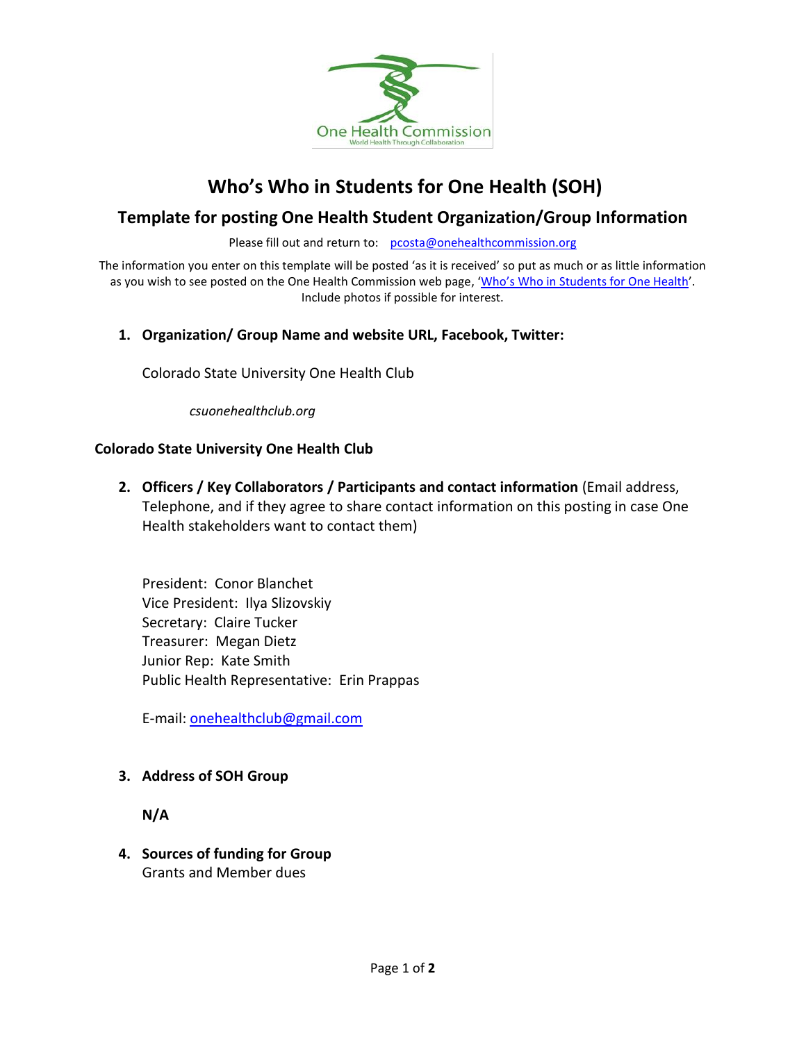# Who's Who in Students for One Health (SOH)

## Template for posting One Health Student Organization/Group Information

Please fill out and return to: pcosta@onehealthcommission.org

The information you enter on this template will be posted 'as it is received' so put as much or as little information as you wish to see posted on the One Health Commission web page, 'Who's Who in Students for One Health'. Include photos if possible for interest.

1. **Organization/ Group Name and website URL, Facebook, Twitter:**

   Colorado State University One Health Club

   *csuonehealthclub.org*

**Colorado State University One Health Club**

2. **Officers / Key Collaborators / Participants and contact information** (Email address, Telephone, and if they agree to share contact information on this posting in case One Health stakeholders want to contact them)

   President: Conor Blanchet
   Vice President: Ilya Slizovskiy
   Secretary: Claire Tucker
   Treasurer: Megan Dietz
   Junior Rep: Kate Smith
   Public Health Representative: Erin Prappas

   E-mail: onehealthclub@gmail.com

3. **Address of SOH Group**

   **N/A**

4. **Sources of funding for Group**
   Grants and Member dues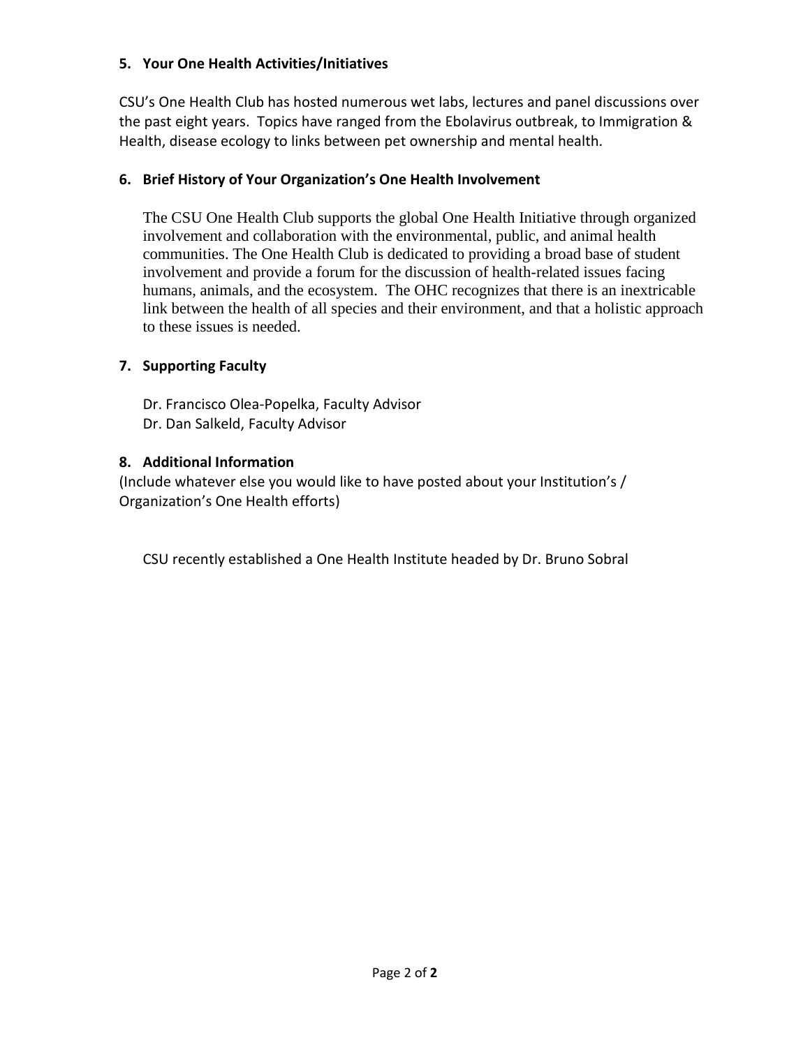**5. Your One Health Activities/Initiatives**

CSU's One Health Club has hosted numerous wet labs, lectures and panel discussions over the past eight years. Topics have ranged from the Ebolavirus outbreak, to Immigration & Health, disease ecology to links between pet ownership and mental health.

**6. Brief History of Your Organization's One Health Involvement**

The CSU One Health Club supports the global One Health Initiative through organized involvement and collaboration with the environmental, public, and animal health communities. The One Health Club is dedicated to providing a broad base of student involvement and provide a forum for the discussion of health-related issues facing humans, animals, and the ecosystem. The OHC recognizes that there is an inextricable link between the health of all species and their environment, and that a holistic approach to these issues is needed.

**7. Supporting Faculty**

Dr. Francisco Olea-Popelka, Faculty Advisor
Dr. Dan Salkeld, Faculty Advisor

**8. Additional Information**

(Include whatever else you would like to have posted about your Institution's / Organization's One Health efforts)

CSU recently established a One Health Institute headed by Dr. Bruno Sobral